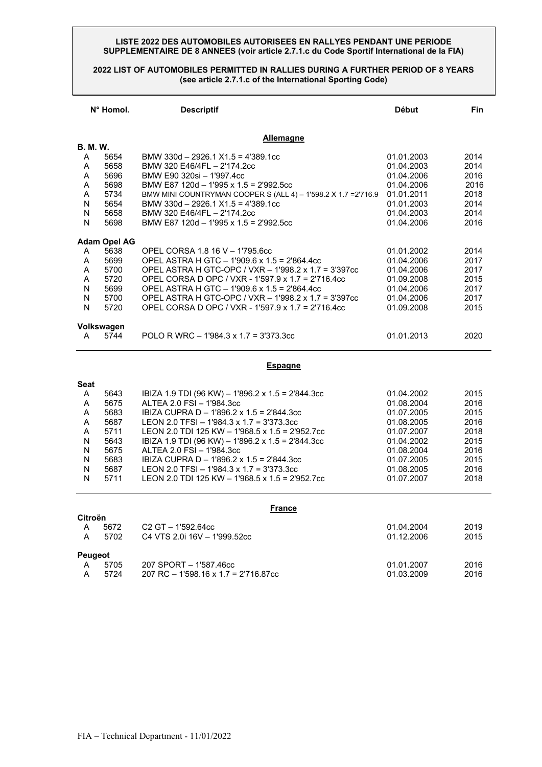**LISTE 2022 DES AUTOMOBILES AUTORISEES EN RALLYES PENDANT UNE PERIODE SUPPLEMENTAIRE DE 8 ANNEES (voir article 2.7.1.c du Code Sportif International de la FIA)**

**2022 LIST OF AUTOMOBILES PERMITTED IN RALLIES DURING A FURTHER PERIOD OF 8 YEARS (see article 2.7.1.c of the International Sporting Code)**

| N° Homol. | | Descriptif | Début | Fin |
|---|---|---|---|---|
| | | **Allemagne** | | |
| **B. M. W.** | | | | |
| A | 5654 | BMW 330d – 2926.1 X1.5 = 4'389.1cc | 01.01.2003 | 2014 |
| A | 5658 | BMW 320 E46/4FL – 2'174.2cc | 01.04.2003 | 2014 |
| A | 5696 | BMW E90 320si – 1'997.4cc | 01.04.2006 | 2016 |
| A | 5698 | BMW E87 120d – 1'995 x 1.5 = 2'992.5cc | 01.04.2006 | 2016 |
| A | 5734 | BMW MINI COUNTRYMAN COOPER S (ALL 4) – 1'598.2 X 1.7 =2'716.9 | 01.01.2011 | 2018 |
| N | 5654 | BMW 330d – 2926.1 X1.5 = 4'389.1cc | 01.01.2003 | 2014 |
| N | 5658 | BMW 320 E46/4FL – 2'174.2cc | 01.04.2003 | 2014 |
| N | 5698 | BMW E87 120d – 1'995 x 1.5 = 2'992.5cc | 01.04.2006 | 2016 |
| **Adam Opel AG** | | | | |
| A | 5638 | OPEL CORSA 1.8 16 V – 1'795.6cc | 01.01.2002 | 2014 |
| A | 5699 | OPEL ASTRA H GTC – 1'909.6 x 1.5 = 2'864.4cc | 01.04.2006 | 2017 |
| A | 5700 | OPEL ASTRA H GTC-OPC / VXR – 1'998.2 x 1.7 = 3'397cc | 01.04.2006 | 2017 |
| A | 5720 | OPEL CORSA D OPC / VXR - 1'597.9 x 1.7 = 2'716.4cc | 01.09.2008 | 2015 |
| N | 5699 | OPEL ASTRA H GTC – 1'909.6 x 1.5 = 2'864.4cc | 01.04.2006 | 2017 |
| N | 5700 | OPEL ASTRA H GTC-OPC / VXR – 1'998.2 x 1.7 = 3'397cc | 01.04.2006 | 2017 |
| N | 5720 | OPEL CORSA D OPC / VXR - 1'597.9 x 1.7 = 2'716.4cc | 01.09.2008 | 2015 |
| **Volkswagen** | | | | |
| A | 5744 | POLO R WRC – 1'984.3 x 1.7 = 3'373.3cc | 01.01.2013 | 2020 |
| | | **Espagne** | | |
| **Seat** | | | | |
| A | 5643 | IBIZA 1.9 TDI (96 KW) – 1'896.2 x 1.5 = 2'844.3cc | 01.04.2002 | 2015 |
| A | 5675 | ALTEA 2.0 FSI – 1'984.3cc | 01.08.2004 | 2016 |
| A | 5683 | IBIZA CUPRA D – 1'896.2 x 1.5 = 2'844.3cc | 01.07.2005 | 2015 |
| A | 5687 | LEON 2.0 TFSI – 1'984.3 x 1.7 = 3'373.3cc | 01.08.2005 | 2016 |
| A | 5711 | LEON 2.0 TDI 125 KW – 1'968.5 x 1.5 = 2'952.7cc | 01.07.2007 | 2018 |
| N | 5643 | IBIZA 1.9 TDI (96 KW) – 1'896.2 x 1.5 = 2'844.3cc | 01.04.2002 | 2015 |
| N | 5675 | ALTEA 2.0 FSI – 1'984.3cc | 01.08.2004 | 2016 |
| N | 5683 | IBIZA CUPRA D – 1'896.2 x 1.5 = 2'844.3cc | 01.07.2005 | 2015 |
| N | 5687 | LEON 2.0 TFSI – 1'984.3 x 1.7 = 3'373.3cc | 01.08.2005 | 2016 |
| N | 5711 | LEON 2.0 TDI 125 KW – 1'968.5 x 1.5 = 2'952.7cc | 01.07.2007 | 2018 |
| | | **France** | | |
| **Citroën** | | | | |
| A | 5672 | C2 GT – 1'592.64cc | 01.04.2004 | 2019 |
| A | 5702 | C4 VTS 2.0i 16V – 1'999.52cc | 01.12.2006 | 2015 |
| **Peugeot** | | | | |
| A | 5705 | 207 SPORT – 1'587.46cc | 01.01.2007 | 2016 |
| A | 5724 | 207 RC – 1'598.16 x 1.7 = 2'716.87cc | 01.03.2009 | 2016 |

FIA – Technical Department - 11/01/2022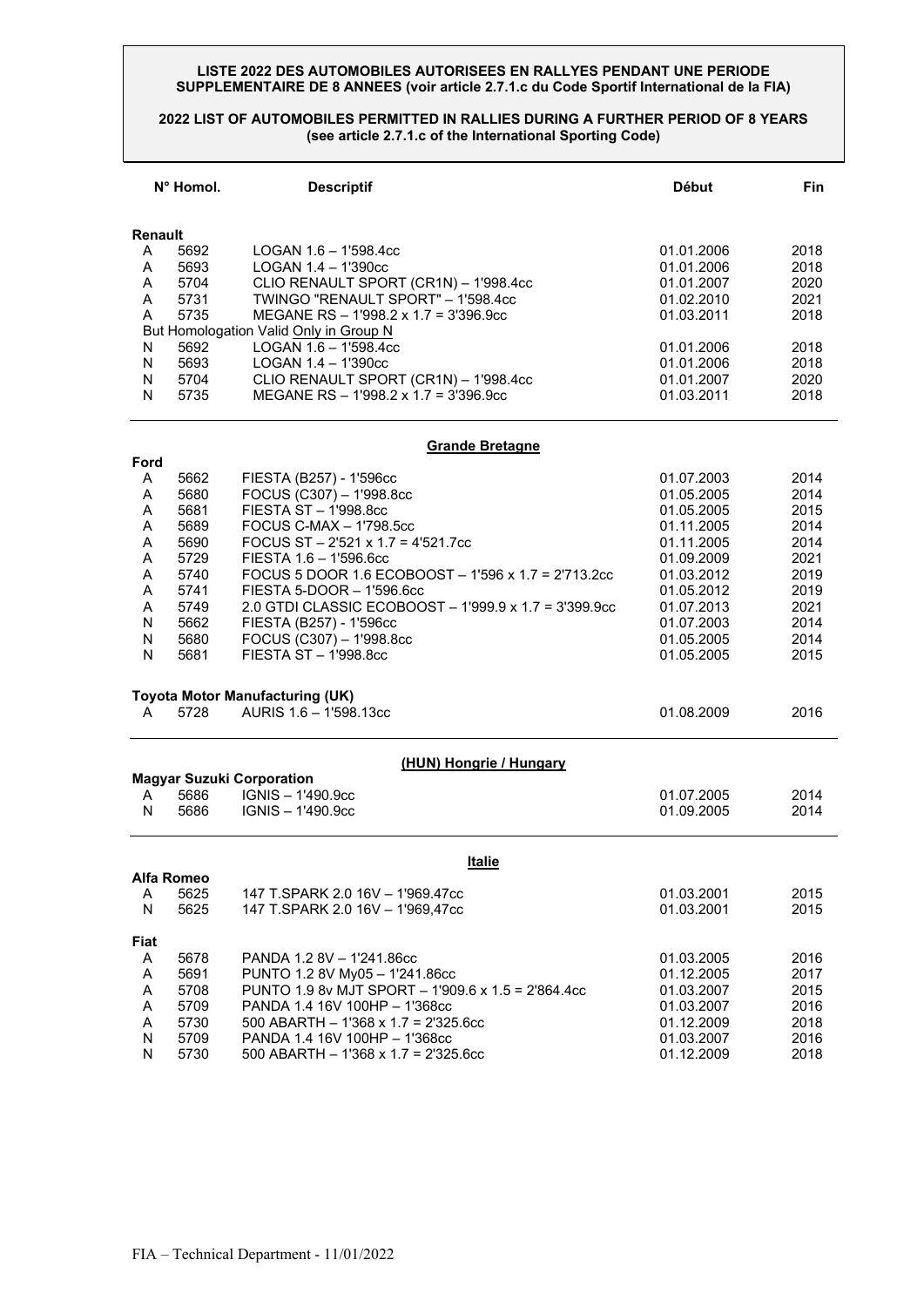**LISTE 2022 DES AUTOMOBILES AUTORISEES EN RALLYES PENDANT UNE PERIODE SUPPLEMENTAIRE DE 8 ANNEES (voir article 2.7.1.c du Code Sportif International de la FIA)**

**2022 LIST OF AUTOMOBILES PERMITTED IN RALLIES DURING A FURTHER PERIOD OF 8 YEARS (see article 2.7.1.c of the International Sporting Code)**

| N° Homol. | | Descriptif | Début | Fin |
|---|---|---|---|---|
| **Renault** | | | | |
| A | 5692 | LOGAN 1.6 – 1'598.4cc | 01.01.2006 | 2018 |
| A | 5693 | LOGAN 1.4 – 1'390cc | 01.01.2006 | 2018 |
| A | 5704 | CLIO RENAULT SPORT (CR1N) – 1'998.4cc | 01.01.2007 | 2020 |
| A | 5731 | TWINGO "RENAULT SPORT" – 1'598.4cc | 01.02.2010 | 2021 |
| A | 5735 | MEGANE RS – 1'998.2 x 1.7 = 3'396.9cc | 01.03.2011 | 2018 |
| But Homologation Valid Only in Group N | | | | |
| N | 5692 | LOGAN 1.6 – 1'598.4cc | 01.01.2006 | 2018 |
| N | 5693 | LOGAN 1.4 – 1'390cc | 01.01.2006 | 2018 |
| N | 5704 | CLIO RENAULT SPORT (CR1N) – 1'998.4cc | 01.01.2007 | 2020 |
| N | 5735 | MEGANE RS – 1'998.2 x 1.7 = 3'396.9cc | 01.03.2011 | 2018 |

### Grande Bretagne

| | | | | |
|---|---|---|---|---|
| **Ford** | | | | |
| A | 5662 | FIESTA (B257) - 1'596cc | 01.07.2003 | 2014 |
| A | 5680 | FOCUS (C307) – 1'998.8cc | 01.05.2005 | 2014 |
| A | 5681 | FIESTA ST – 1'998.8cc | 01.05.2005 | 2015 |
| A | 5689 | FOCUS C-MAX – 1'798.5cc | 01.11.2005 | 2014 |
| A | 5690 | FOCUS ST – 2'521 x 1.7 = 4'521.7cc | 01.11.2005 | 2014 |
| A | 5729 | FIESTA 1.6 – 1'596.6cc | 01.09.2009 | 2021 |
| A | 5740 | FOCUS 5 DOOR 1.6 ECOBOOST – 1'596 x 1.7 = 2'713.2cc | 01.03.2012 | 2019 |
| A | 5741 | FIESTA 5-DOOR – 1'596.6cc | 01.05.2012 | 2019 |
| A | 5749 | 2.0 GTDI CLASSIC ECOBOOST – 1'999.9 x 1.7 = 3'399.9cc | 01.07.2013 | 2021 |
| N | 5662 | FIESTA (B257) - 1'596cc | 01.07.2003 | 2014 |
| N | 5680 | FOCUS (C307) – 1'998.8cc | 01.05.2005 | 2014 |
| N | 5681 | FIESTA ST – 1'998.8cc | 01.05.2005 | 2015 |
| **Toyota Motor Manufacturing (UK)** | | | | |
| A | 5728 | AURIS 1.6 – 1'598.13cc | 01.08.2009 | 2016 |

### (HUN) Hongrie / Hungary

| | | | | |
|---|---|---|---|---|
| **Magyar Suzuki Corporation** | | | | |
| A | 5686 | IGNIS – 1'490.9cc | 01.07.2005 | 2014 |
| N | 5686 | IGNIS – 1'490.9cc | 01.09.2005 | 2014 |

### Italie

| | | | | |
|---|---|---|---|---|
| **Alfa Romeo** | | | | |
| A | 5625 | 147 T.SPARK 2.0 16V – 1'969.47cc | 01.03.2001 | 2015 |
| N | 5625 | 147 T.SPARK 2.0 16V – 1'969,47cc | 01.03.2001 | 2015 |
| **Fiat** | | | | |
| A | 5678 | PANDA 1.2 8V – 1'241.86cc | 01.03.2005 | 2016 |
| A | 5691 | PUNTO 1.2 8V My05 – 1'241.86cc | 01.12.2005 | 2017 |
| A | 5708 | PUNTO 1.9 8v MJT SPORT – 1'909.6 x 1.5 = 2'864.4cc | 01.03.2007 | 2015 |
| A | 5709 | PANDA 1.4 16V 100HP – 1'368cc | 01.03.2007 | 2016 |
| A | 5730 | 500 ABARTH – 1'368 x 1.7 = 2'325.6cc | 01.12.2009 | 2018 |
| N | 5709 | PANDA 1.4 16V 100HP – 1'368cc | 01.03.2007 | 2016 |
| N | 5730 | 500 ABARTH – 1'368 x 1.7 = 2'325.6cc | 01.12.2009 | 2018 |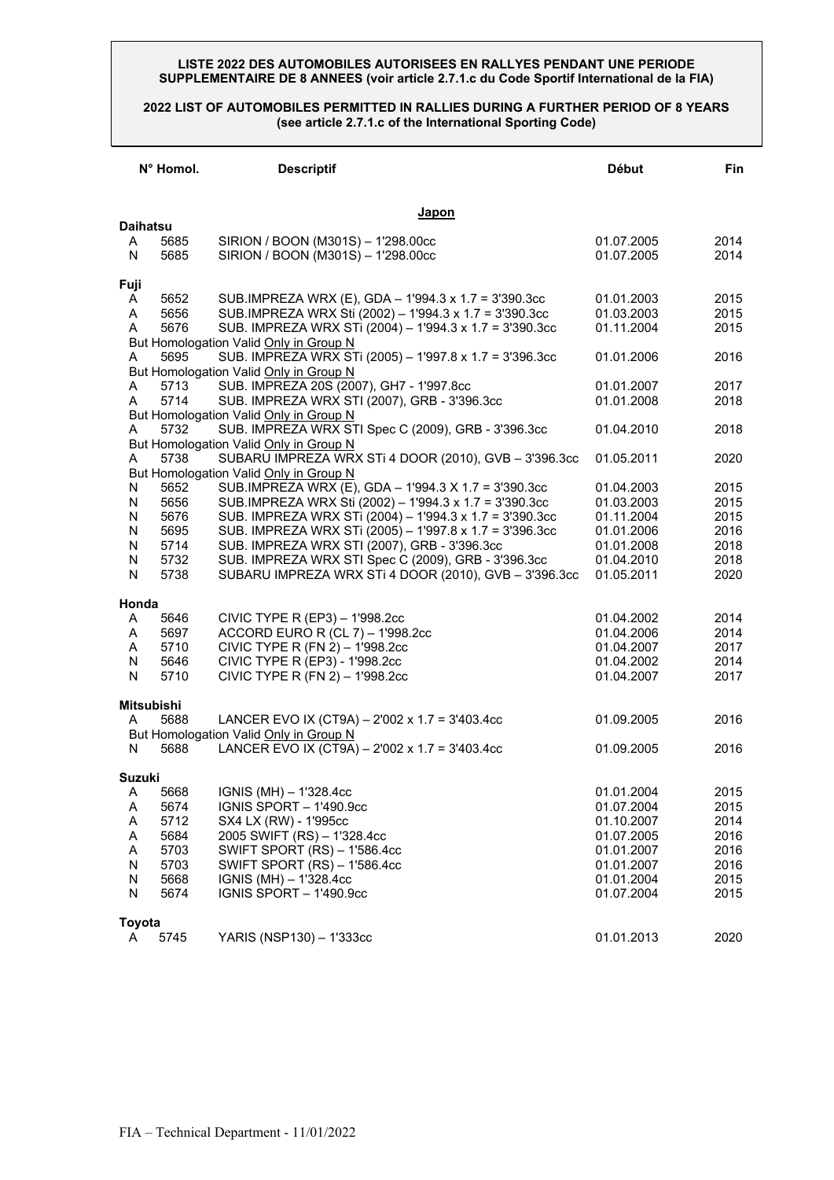**LISTE 2022 DES AUTOMOBILES AUTORISEES EN RALLYES PENDANT UNE PERIODE SUPPLEMENTAIRE DE 8 ANNEES (voir article 2.7.1.c du Code Sportif International de la FIA)**

**2022 LIST OF AUTOMOBILES PERMITTED IN RALLIES DURING A FURTHER PERIOD OF 8 YEARS (see article 2.7.1.c of the International Sporting Code)**

| | N° Homol. | Descriptif | Début | Fin |
|---|---|---|---|---|
| | | **Japon** | | |
| **Daihatsu** | | | | |
| A | 5685 | SIRION / BOON (M301S) – 1'298.00cc | 01.07.2005 | 2014 |
| N | 5685 | SIRION / BOON (M301S) – 1'298.00cc | 01.07.2005 | 2014 |
| **Fuji** | | | | |
| A | 5652 | SUB.IMPREZA WRX (E), GDA – 1'994.3 x 1.7 = 3'390.3cc | 01.01.2003 | 2015 |
| A | 5656 | SUB.IMPREZA WRX Sti (2002) – 1'994.3 x 1.7 = 3'390.3cc | 01.03.2003 | 2015 |
| A | 5676 | SUB. IMPREZA WRX STi (2004) – 1'994.3 x 1.7 = 3'390.3cc | 01.11.2004 | 2015 |
| | | But Homologation Valid Only in Group N | | |
| A | 5695 | SUB. IMPREZA WRX STi (2005) – 1'997.8 x 1.7 = 3'396.3cc | 01.01.2006 | 2016 |
| | | But Homologation Valid Only in Group N | | |
| A | 5713 | SUB. IMPREZA 20S (2007), GH7 - 1'997.8cc | 01.01.2007 | 2017 |
| A | 5714 | SUB. IMPREZA WRX STI (2007), GRB - 3'396.3cc | 01.01.2008 | 2018 |
| | | But Homologation Valid Only in Group N | | |
| A | 5732 | SUB. IMPREZA WRX STI Spec C (2009), GRB - 3'396.3cc | 01.04.2010 | 2018 |
| | | But Homologation Valid Only in Group N | | |
| A | 5738 | SUBARU IMPREZA WRX STi 4 DOOR (2010), GVB – 3'396.3cc | 01.05.2011 | 2020 |
| | | But Homologation Valid Only in Group N | | |
| N | 5652 | SUB.IMPREZA WRX (E), GDA – 1'994.3 X 1.7 = 3'390.3cc | 01.04.2003 | 2015 |
| N | 5656 | SUB.IMPREZA WRX Sti (2002) – 1'994.3 x 1.7 = 3'390.3cc | 01.03.2003 | 2015 |
| N | 5676 | SUB. IMPREZA WRX STi (2004) – 1'994.3 x 1.7 = 3'390.3cc | 01.11.2004 | 2015 |
| N | 5695 | SUB. IMPREZA WRX STi (2005) – 1'997.8 x 1.7 = 3'396.3cc | 01.01.2006 | 2016 |
| N | 5714 | SUB. IMPREZA WRX STI (2007), GRB - 3'396.3cc | 01.01.2008 | 2018 |
| N | 5732 | SUB. IMPREZA WRX STI Spec C (2009), GRB - 3'396.3cc | 01.04.2010 | 2018 |
| N | 5738 | SUBARU IMPREZA WRX STi 4 DOOR (2010), GVB – 3'396.3cc | 01.05.2011 | 2020 |
| **Honda** | | | | |
| A | 5646 | CIVIC TYPE R (EP3) – 1'998.2cc | 01.04.2002 | 2014 |
| A | 5697 | ACCORD EURO R (CL 7) – 1'998.2cc | 01.04.2006 | 2014 |
| A | 5710 | CIVIC TYPE R (FN 2) – 1'998.2cc | 01.04.2007 | 2017 |
| N | 5646 | CIVIC TYPE R (EP3) - 1'998.2cc | 01.04.2002 | 2014 |
| N | 5710 | CIVIC TYPE R (FN 2) – 1'998.2cc | 01.04.2007 | 2017 |
| **Mitsubishi** | | | | |
| A | 5688 | LANCER EVO IX (CT9A) – 2'002 x 1.7 = 3'403.4cc | 01.09.2005 | 2016 |
| | | But Homologation Valid Only in Group N | | |
| N | 5688 | LANCER EVO IX (CT9A) – 2'002 x 1.7 = 3'403.4cc | 01.09.2005 | 2016 |
| **Suzuki** | | | | |
| A | 5668 | IGNIS (MH) – 1'328.4cc | 01.01.2004 | 2015 |
| A | 5674 | IGNIS SPORT – 1'490.9cc | 01.07.2004 | 2015 |
| A | 5712 | SX4 LX (RW) - 1'995cc | 01.10.2007 | 2014 |
| A | 5684 | 2005 SWIFT (RS) – 1'328.4cc | 01.07.2005 | 2016 |
| A | 5703 | SWIFT SPORT (RS) – 1'586.4cc | 01.01.2007 | 2016 |
| N | 5703 | SWIFT SPORT (RS) – 1'586.4cc | 01.01.2007 | 2016 |
| N | 5668 | IGNIS (MH) – 1'328.4cc | 01.01.2004 | 2015 |
| N | 5674 | IGNIS SPORT – 1'490.9cc | 01.07.2004 | 2015 |
| **Toyota** | | | | |
| A | 5745 | YARIS (NSP130) – 1'333cc | 01.01.2013 | 2020 |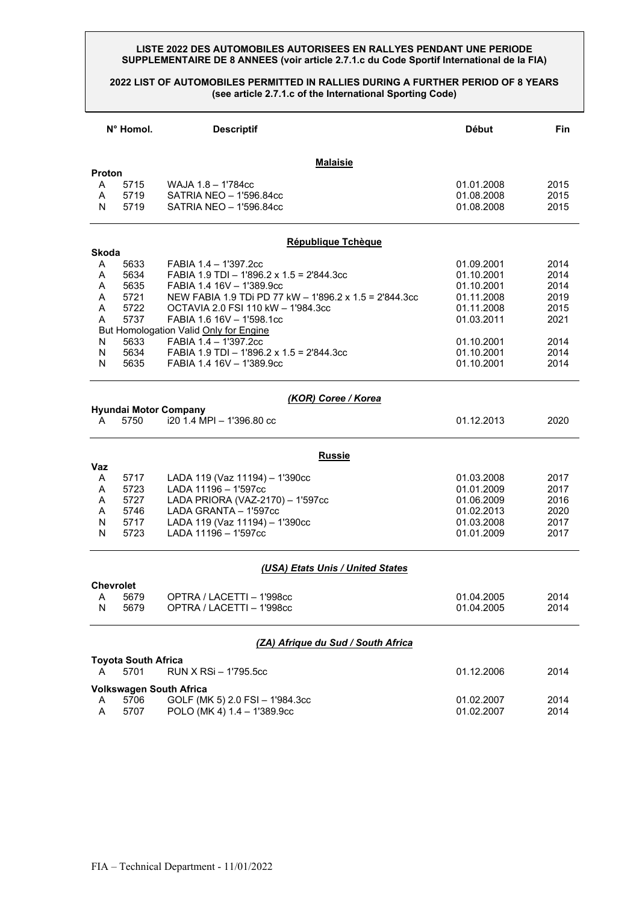**LISTE 2022 DES AUTOMOBILES AUTORISEES EN RALLYES PENDANT UNE PERIODE SUPPLEMENTAIRE DE 8 ANNEES (voir article 2.7.1.c du Code Sportif International de la FIA)**

**2022 LIST OF AUTOMOBILES PERMITTED IN RALLIES DURING A FURTHER PERIOD OF 8 YEARS (see article 2.7.1.c of the International Sporting Code)**

| | N° Homol. | Descriptif | Début | Fin |
|---|---|---|---|---|
| | | **Malaisie** | | |
| **Proton** | | | | |
| A | 5715 | WAJA 1.8 – 1'784cc | 01.01.2008 | 2015 |
| A | 5719 | SATRIA NEO – 1'596.84cc | 01.08.2008 | 2015 |
| N | 5719 | SATRIA NEO – 1'596.84cc | 01.08.2008 | 2015 |
| | | **République Tchèque** | | |
| **Skoda** | | | | |
| A | 5633 | FABIA 1.4 – 1'397.2cc | 01.09.2001 | 2014 |
| A | 5634 | FABIA 1.9 TDI – 1'896.2 x 1.5 = 2'844.3cc | 01.10.2001 | 2014 |
| A | 5635 | FABIA 1.4 16V – 1'389.9cc | 01.10.2001 | 2014 |
| A | 5721 | NEW FABIA 1.9 TDi PD 77 kW – 1'896.2 x 1.5 = 2'844.3cc | 01.11.2008 | 2019 |
| A | 5722 | OCTAVIA 2.0 FSI 110 kW – 1'984.3cc | 01.11.2008 | 2015 |
| A | 5737 | FABIA 1.6 16V – 1'598.1cc | 01.03.2011 | 2021 |
| But Homologation Valid Only for Engine | | | | |
| N | 5633 | FABIA 1.4 – 1'397.2cc | 01.10.2001 | 2014 |
| N | 5634 | FABIA 1.9 TDI – 1'896.2 x 1.5 = 2'844.3cc | 01.10.2001 | 2014 |
| N | 5635 | FABIA 1.4 16V – 1'389.9cc | 01.10.2001 | 2014 |
| | | ***(KOR) Coree / Korea*** | | |
| **Hyundai Motor Company** | | | | |
| A | 5750 | i20 1.4 MPI – 1'396.80 cc | 01.12.2013 | 2020 |
| | | **Russie** | | |
| **Vaz** | | | | |
| A | 5717 | LADA 119 (Vaz 11194) – 1'390cc | 01.03.2008 | 2017 |
| A | 5723 | LADA 11196 – 1'597cc | 01.01.2009 | 2017 |
| A | 5727 | LADA PRIORA (VAZ-2170) – 1'597cc | 01.06.2009 | 2016 |
| A | 5746 | LADA GRANTA – 1'597cc | 01.02.2013 | 2020 |
| N | 5717 | LADA 119 (Vaz 11194) – 1'390cc | 01.03.2008 | 2017 |
| N | 5723 | LADA 11196 – 1'597cc | 01.01.2009 | 2017 |
| | | ***(USA) Etats Unis / United States*** | | |
| **Chevrolet** | | | | |
| A | 5679 | OPTRA / LACETTI – 1'998cc | 01.04.2005 | 2014 |
| N | 5679 | OPTRA / LACETTI – 1'998cc | 01.04.2005 | 2014 |
| | | ***(ZA) Afrique du Sud / South Africa*** | | |
| **Toyota South Africa** | | | | |
| A | 5701 | RUN X RSi – 1'795.5cc | 01.12.2006 | 2014 |
| **Volkswagen South Africa** | | | | |
| A | 5706 | GOLF (MK 5) 2.0 FSI – 1'984.3cc | 01.02.2007 | 2014 |
| A | 5707 | POLO (MK 4) 1.4 – 1'389.9cc | 01.02.2007 | 2014 |

FIA – Technical Department - 11/01/2022